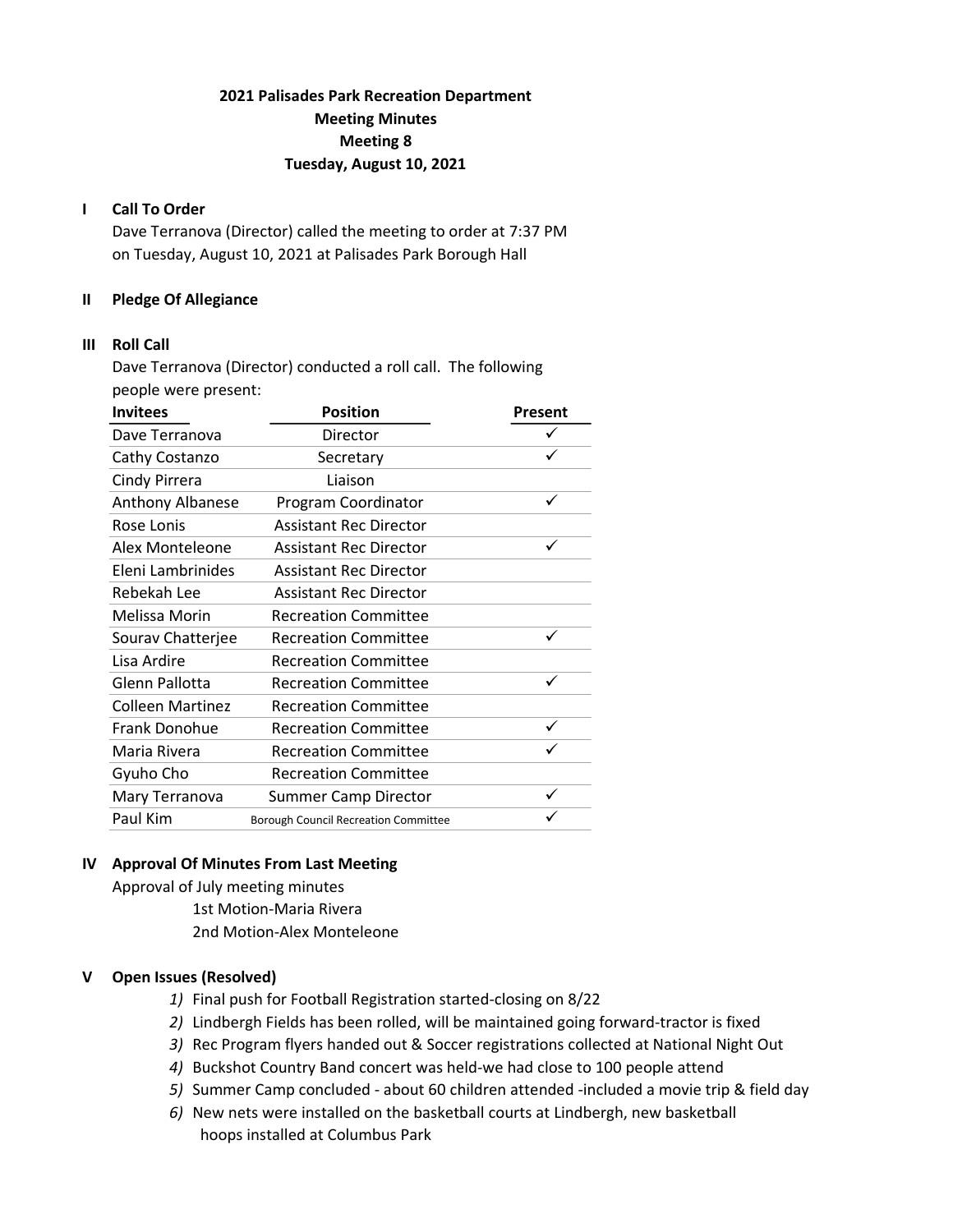# 2021 Palisades Park Recreation Department
## Meeting Minutes
## Meeting 8
## Tuesday, August 10, 2021

**I Call To Order**

Dave Terranova (Director) called the meeting to order at 7:37 PM on Tuesday, August 10, 2021 at Palisades Park Borough Hall

**II Pledge Of Allegiance**

**III Roll Call**

Dave Terranova (Director) conducted a roll call. The following people were present:

| Invitees | Position | Present |
|---|---|---|
| Dave Terranova | Director | ✓ |
| Cathy Costanzo | Secretary | ✓ |
| Cindy Pirrera | Liaison | |
| Anthony Albanese | Program Coordinator | ✓ |
| Rose Lonis | Assistant Rec Director | |
| Alex Monteleone | Assistant Rec Director | ✓ |
| Eleni Lambrinides | Assistant Rec Director | |
| Rebekah Lee | Assistant Rec Director | |
| Melissa Morin | Recreation Committee | |
| Sourav Chatterjee | Recreation Committee | ✓ |
| Lisa Ardire | Recreation Committee | |
| Glenn Pallotta | Recreation Committee | ✓ |
| Colleen Martinez | Recreation Committee | |
| Frank Donohue | Recreation Committee | ✓ |
| Maria Rivera | Recreation Committee | ✓ |
| Gyuho Cho | Recreation Committee | |
| Mary Terranova | Summer Camp Director | ✓ |
| Paul Kim | Borough Council Recreation Committee | ✓ |

**IV Approval Of Minutes From Last Meeting**

Approval of July meeting minutes

1st Motion-Maria Rivera

2nd Motion-Alex Monteleone

**V Open Issues (Resolved)**

1) Final push for Football Registration started-closing on 8/22
2) Lindbergh Fields has been rolled, will be maintained going forward-tractor is fixed
3) Rec Program flyers handed out & Soccer registrations collected at National Night Out
4) Buckshot Country Band concert was held-we had close to 100 people attend
5) Summer Camp concluded - about 60 children attended -included a movie trip & field day
6) New nets were installed on the basketball courts at Lindbergh, new basketball hoops installed at Columbus Park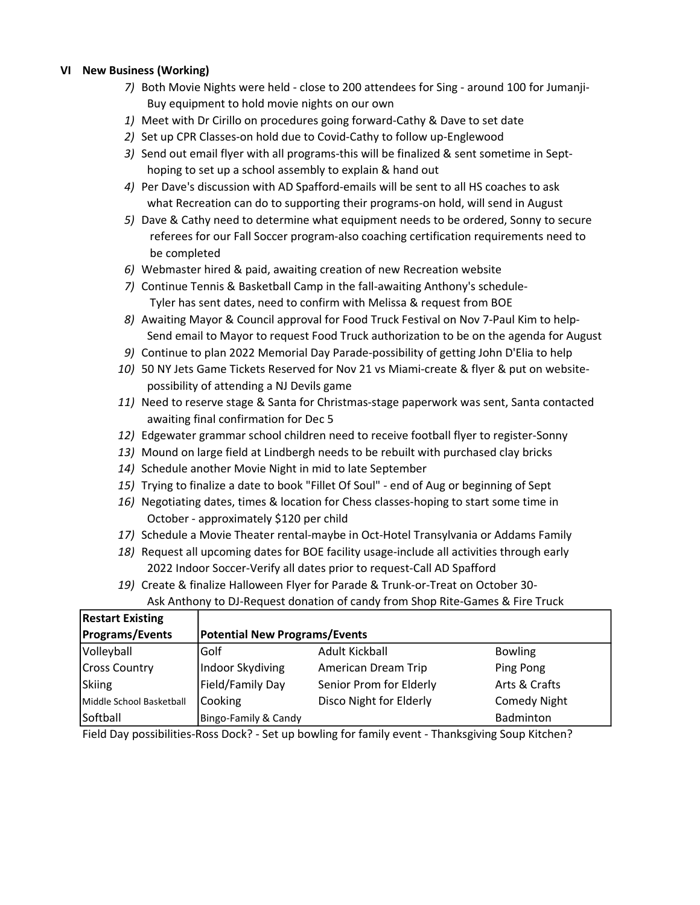**VI New Business (Working)**

*7)* Both Movie Nights were held - close to 200 attendees for Sing - around 100 for Jumanji- Buy equipment to hold movie nights on our own

*1)* Meet with Dr Cirillo on procedures going forward-Cathy & Dave to set date

*2)* Set up CPR Classes-on hold due to Covid-Cathy to follow up-Englewood

*3)* Send out email flyer with all programs-this will be finalized & sent sometime in Sept- hoping to set up a school assembly to explain & hand out

*4)* Per Dave's discussion with AD Spafford-emails will be sent to all HS coaches to ask what Recreation can do to supporting their programs-on hold, will send in August

*5)* Dave & Cathy need to determine what equipment needs to be ordered, Sonny to secure referees for our Fall Soccer program-also coaching certification requirements need to be completed

*6)* Webmaster hired & paid, awaiting creation of new Recreation website

*7)* Continue Tennis & Basketball Camp in the fall-awaiting Anthony's schedule- Tyler has sent dates, need to confirm with Melissa & request from BOE

*8)* Awaiting Mayor & Council approval for Food Truck Festival on Nov 7-Paul Kim to help- Send email to Mayor to request Food Truck authorization to be on the agenda for August

*9)* Continue to plan 2022 Memorial Day Parade-possibility of getting John D'Elia to help

*10)* 50 NY Jets Game Tickets Reserved for Nov 21 vs Miami-create & flyer & put on website- possibility of attending a NJ Devils game

*11)* Need to reserve stage & Santa for Christmas-stage paperwork was sent, Santa contacted awaiting final confirmation for Dec 5

*12)* Edgewater grammar school children need to receive football flyer to register-Sonny

*13)* Mound on large field at Lindbergh needs to be rebuilt with purchased clay bricks

*14)* Schedule another Movie Night in mid to late September

*15)* Trying to finalize a date to book "Fillet Of Soul" - end of Aug or beginning of Sept

*16)* Negotiating dates, times & location for Chess classes-hoping to start some time in October - approximately $120 per child

*17)* Schedule a Movie Theater rental-maybe in Oct-Hotel Transylvania or Addams Family

*18)* Request all upcoming dates for BOE facility usage-include all activities through early 2022 Indoor Soccer-Verify all dates prior to request-Call AD Spafford

*19)* Create & finalize Halloween Flyer for Parade & Trunk-or-Treat on October 30- Ask Anthony to DJ-Request donation of candy from Shop Rite-Games & Fire Truck

| **Restart Existing Programs/Events** | **Potential New Programs/Events** | | |
|---|---|---|---|
| Volleyball | Golf | Adult Kickball | Bowling |
| Cross Country | Indoor Skydiving | American Dream Trip | Ping Pong |
| Skiing | Field/Family Day | Senior Prom for Elderly | Arts & Crafts |
| Middle School Basketball | Cooking | Disco Night for Elderly | Comedy Night |
| Softball | Bingo-Family & Candy | | Badminton |

Field Day possibilities-Ross Dock? - Set up bowling for family event - Thanksgiving Soup Kitchen?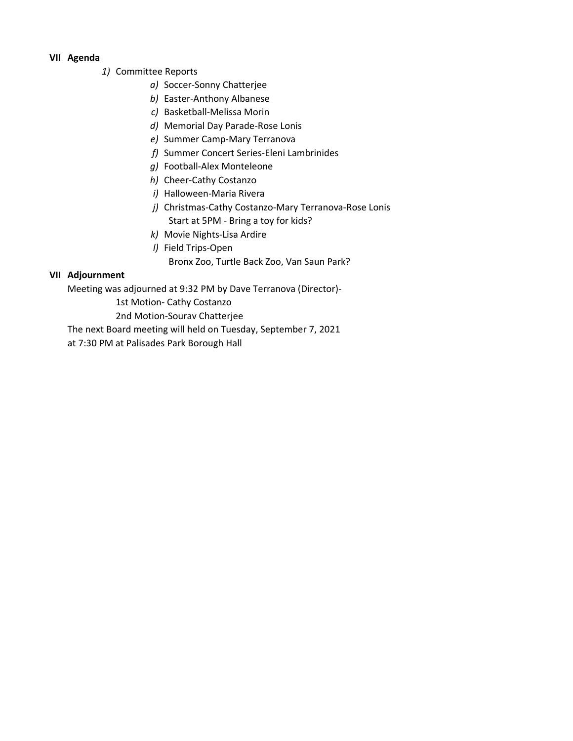**VII Agenda**

*1)* Committee Reports

- *a)* Soccer-Sonny Chatterjee
- *b)* Easter-Anthony Albanese
- *c)* Basketball-Melissa Morin
- *d)* Memorial Day Parade-Rose Lonis
- *e)* Summer Camp-Mary Terranova
- *f)* Summer Concert Series-Eleni Lambrinides
- *g)* Football-Alex Monteleone
- *h)* Cheer-Cathy Costanzo
- *i)* Halloween-Maria Rivera
- *j)* Christmas-Cathy Costanzo-Mary Terranova-Rose Lonis
  Start at 5PM - Bring a toy for kids?
- *k)* Movie Nights-Lisa Ardire
- *l)* Field Trips-Open
  Bronx Zoo, Turtle Back Zoo, Van Saun Park?

**VII Adjournment**

Meeting was adjourned at 9:32 PM by Dave Terranova (Director)-

1st Motion- Cathy Costanzo

2nd Motion-Sourav Chatterjee

The next Board meeting will held on Tuesday, September 7, 2021
at 7:30 PM at Palisades Park Borough Hall